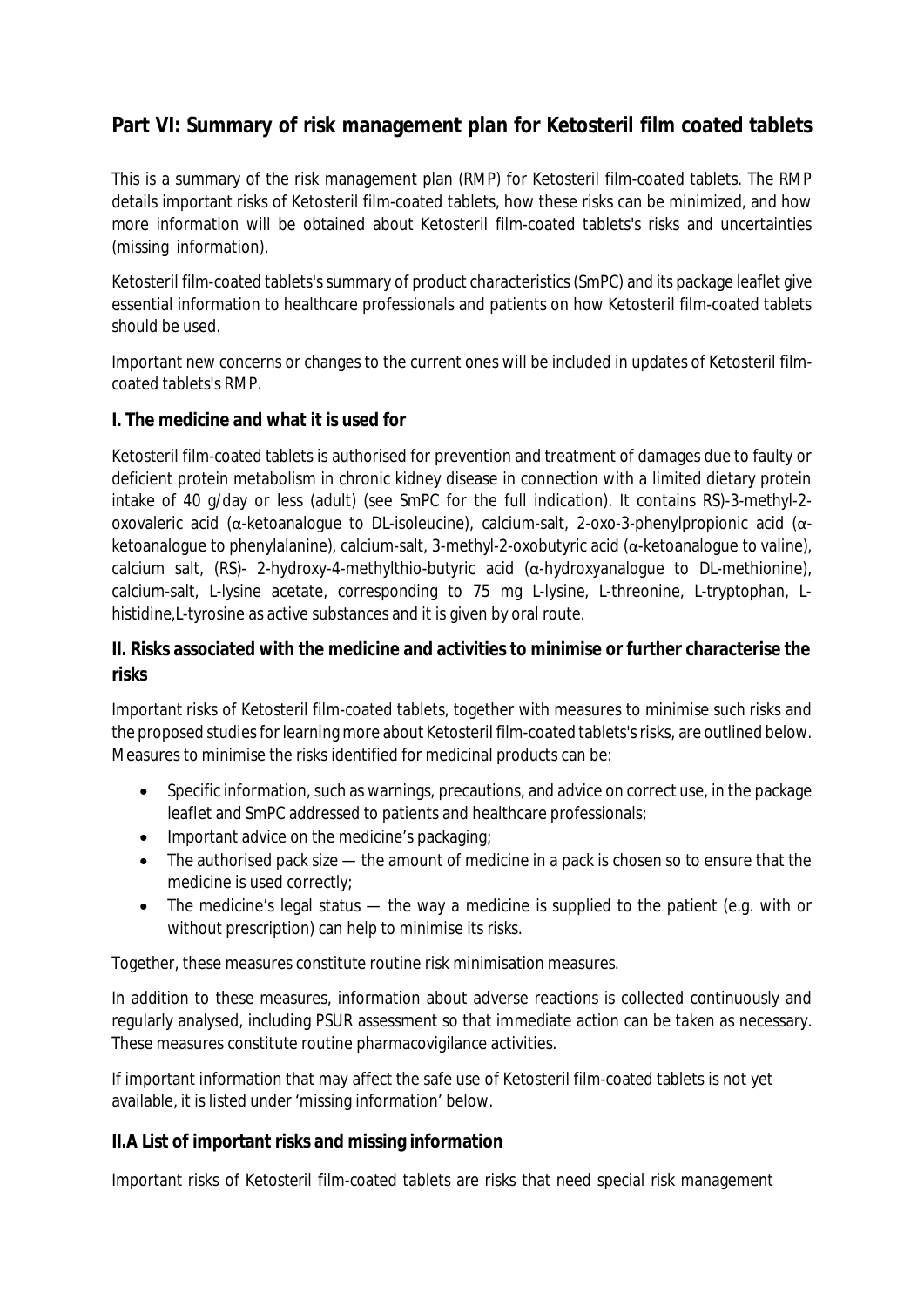# Part VI: Summary of risk management plan for Ketosteril film coated tablets

This is a summary of the risk management plan (RMP) for Ketosteril film-coated tablets. The RMP details important risks of Ketosteril film-coated tablets, how these risks can be minimized, and how more information will be obtained about Ketosteril film-coated tablets's risks and uncertainties (missing information).

Ketosteril film-coated tablets's summary of product characteristics (SmPC) and its package leaflet give essential information to healthcare professionals and patients on how Ketosteril film-coated tablets should be used.

Important new concerns or changes to the current ones will be included in updates of Ketosteril film-coated tablets's RMP.

## I. The medicine and what it is used for

Ketosteril film-coated tablets is authorised for prevention and treatment of damages due to faulty or deficient protein metabolism in chronic kidney disease in connection with a limited dietary protein intake of 40 g/day or less (adult) (see SmPC for the full indication). It contains RS)-3-methyl-2-oxovaleric acid (α-ketoanalogue to DL-isoleucine), calcium-salt, 2-oxo-3-phenylpropionic acid (α-ketoanalogue to phenylalanine), calcium-salt, 3-methyl-2-oxobutyric acid (α-ketoanalogue to valine), calcium salt, (RS)- 2-hydroxy-4-methylthio-butyric acid (α-hydroxyanalogue to DL-methionine), calcium-salt, L-lysine acetate, corresponding to 75 mg L-lysine, L-threonine, L-tryptophan, L-histidine,L-tyrosine as active substances and it is given by oral route.

## II. Risks associated with the medicine and activities to minimise or further characterise the risks

Important risks of Ketosteril film-coated tablets, together with measures to minimise such risks and the proposed studies for learning more about Ketosteril film-coated tablets's risks, are outlined below. Measures to minimise the risks identified for medicinal products can be:

- Specific information, such as warnings, precautions, and advice on correct use, in the package leaflet and SmPC addressed to patients and healthcare professionals;
- Important advice on the medicine's packaging;
- The authorised pack size — the amount of medicine in a pack is chosen so to ensure that the medicine is used correctly;
- The medicine's legal status — the way a medicine is supplied to the patient (e.g. with or without prescription) can help to minimise its risks.

Together, these measures constitute routine risk minimisation measures.

In addition to these measures, information about adverse reactions is collected continuously and regularly analysed, including PSUR assessment so that immediate action can be taken as necessary. These measures constitute routine pharmacovigilance activities.

If important information that may affect the safe use of Ketosteril film-coated tablets is not yet available, it is listed under 'missing information' below.

### II.A List of important risks and missing information

Important risks of Ketosteril film-coated tablets are risks that need special risk management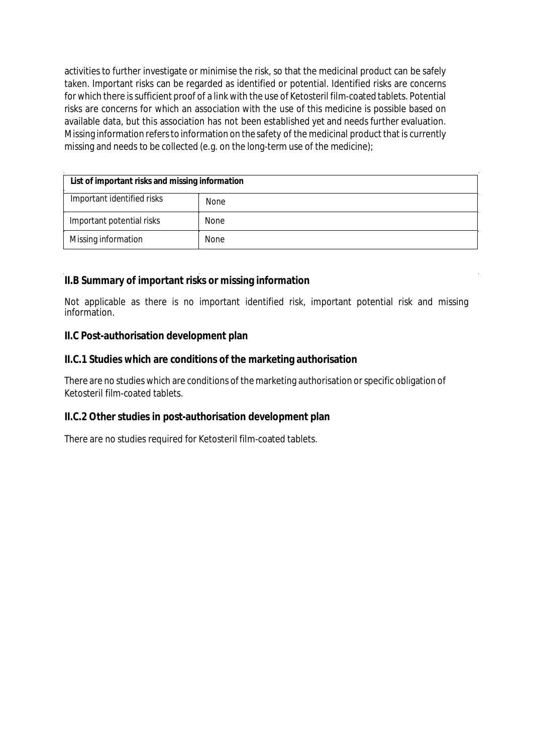activities to further investigate or minimise the risk, so that the medicinal product can be safely taken. Important risks can be regarded as identified or potential. Identified risks are concerns for which there is sufficient proof of a link with the use of Ketosteril film-coated tablets. Potential risks are concerns for which an association with the use of this medicine is possible based on available data, but this association has not been established yet and needs further evaluation. Missing information refers to information on the safety of the medicinal product that is currently missing and needs to be collected (e.g. on the long-term use of the medicine);

| **List of important risks and missing information** | |
|---|---|
| Important identified risks | None |
| Important potential risks | None |
| Missing information | None |

## II.B Summary of important risks or missing information

Not applicable as there is no important identified risk, important potential risk and missing information.

## II.C Post-authorisation development plan

### II.C.1 Studies which are conditions of the marketing authorisation

There are no studies which are conditions of the marketing authorisation or specific obligation of Ketosteril film-coated tablets.

### II.C.2 Other studies in post-authorisation development plan

There are no studies required for Ketosteril film-coated tablets.